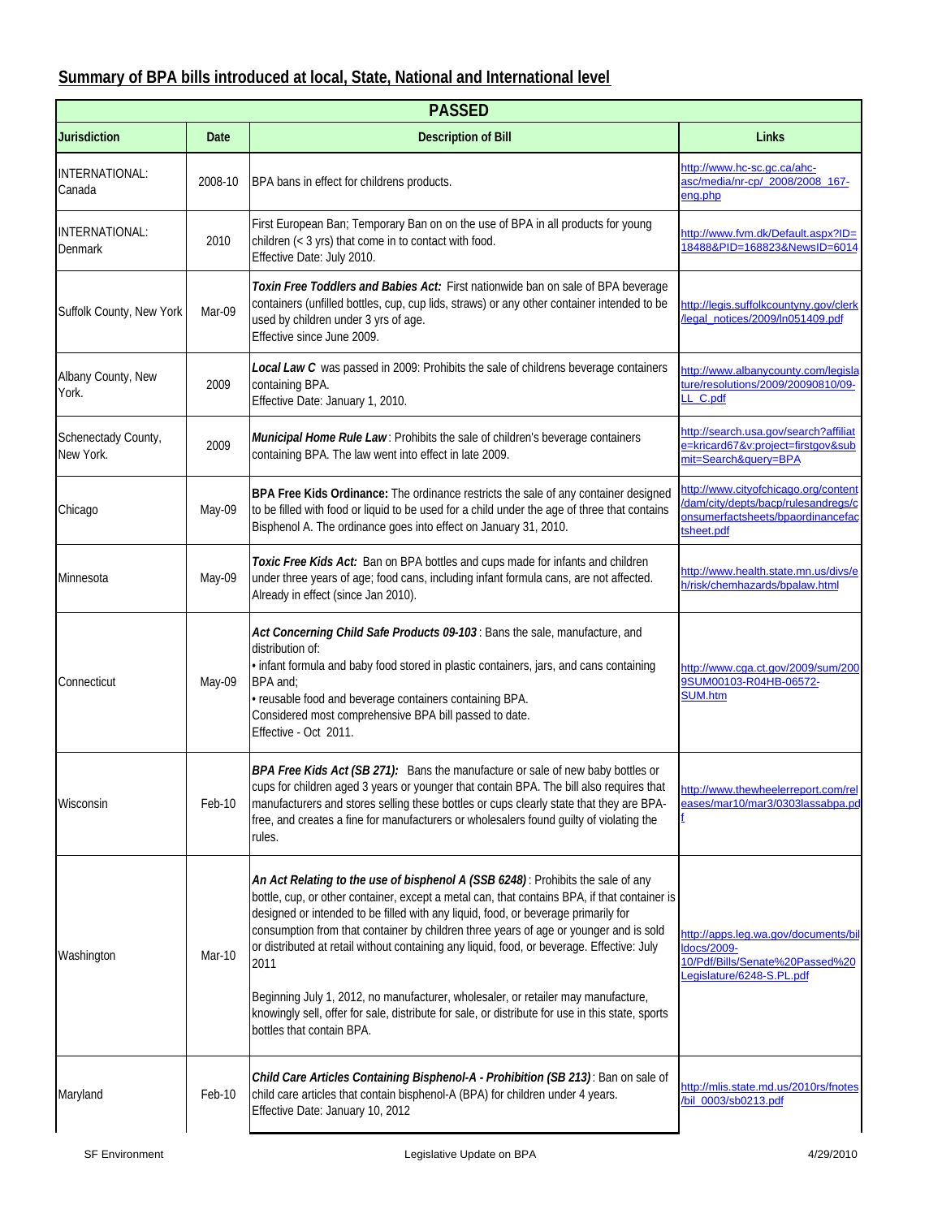## Summary of BPA bills introduced at local, State, National and International level

| PASSED | | | |
|---|---|---|---|
| **Jurisdiction** | **Date** | **Description of Bill** | **Links** |
| INTERNATIONAL: Canada | 2008-10 | BPA bans in effect for childrens products. | http://www.hc-sc.gc.ca/ahc-asc/media/nr-cp/_2008/2008_167-eng.php |
| INTERNATIONAL: Denmark | 2010 | First European Ban; Temporary Ban on on the use of BPA in all products for young children (< 3 yrs) that come in to contact with food.<br>Effective Date: July 2010. | http://www.fvm.dk/Default.aspx?ID=18488&PID=168823&NewsID=6014 |
| Suffolk County, New York | Mar-09 | ***Toxin Free Toddlers and Babies Act:*** First nationwide ban on sale of BPA beverage containers (unfilled bottles, cup, cup lids, straws) or any other container intended to be used by children under 3 yrs of age.<br>Effective since June 2009. | http://legis.suffolkcountyny.gov/clerk/legal_notices/2009/ln051409.pdf |
| Albany County, New York. | 2009 | ***Local Law C*** was passed in 2009: Prohibits the sale of childrens beverage containers containing BPA.<br>Effective Date: January 1, 2010. | http://www.albanycounty.com/legislature/resolutions/2009/20090810/09-LL_C.pdf |
| Schenectady County, New York. | 2009 | ***Municipal Home Rule Law***: Prohibits the sale of children's beverage containers containing BPA. The law went into effect in late 2009. | http://search.usa.gov/search?affiliate=kricard67&v:project=firstgov&submit=Search&query=BPA |
| Chicago | May-09 | **BPA Free Kids Ordinance:** The ordinance restricts the sale of any container designed to be filled with food or liquid to be used for a child under the age of three that contains Bisphenol A. The ordinance goes into effect on January 31, 2010. | http://www.cityofchicago.org/content/dam/city/depts/bacp/rulesandregs/consumerfactsheets/bpaordinancefactsheet.pdf |
| Minnesota | May-09 | ***Toxic Free Kids Act:*** Ban on BPA bottles and cups made for infants and children under three years of age; food cans, including infant formula cans, are not affected. Already in effect (since Jan 2010). | http://www.health.state.mn.us/divs/eh/risk/chemhazards/bpalaw.html |
| Connecticut | May-09 | ***Act Concerning Child Safe Products 09-103***: Bans the sale, manufacture, and distribution of:<br>• infant formula and baby food stored in plastic containers, jars, and cans containing BPA and;<br>• reusable food and beverage containers containing BPA.<br>Considered most comprehensive BPA bill passed to date.<br>Effective - Oct 2011. | http://www.cga.ct.gov/2009/sum/2009SUM00103-R04HB-06572-SUM.htm |
| Wisconsin | Feb-10 | ***BPA Free Kids Act (SB 271):*** Bans the manufacture or sale of new baby bottles or cups for children aged 3 years or younger that contain BPA. The bill also requires that manufacturers and stores selling these bottles or cups clearly state that they are BPA-free, and creates a fine for manufacturers or wholesalers found guilty of violating the rules. | http://www.thewheelerreport.com/releases/mar10/mar3/0303lassabpa.pdf |
| Washington | Mar-10 | ***An Act Relating to the use of bisphenol A (SSB 6248)***: Prohibits the sale of any bottle, cup, or other container, except a metal can, that contains BPA, if that container is designed or intended to be filled with any liquid, food, or beverage primarily for consumption from that container by children three years of age or younger and is sold or distributed at retail without containing any liquid, food, or beverage. Effective: July 2011<br><br>Beginning July 1, 2012, no manufacturer, wholesaler, or retailer may manufacture, knowingly sell, offer for sale, distribute for sale, or distribute for use in this state, sports bottles that contain BPA. | http://apps.leg.wa.gov/documents/billdocs/2009-10/Pdf/Bills/Senate%20Passed%20Legislature/6248-S.PL.pdf |
| Maryland | Feb-10 | ***Child Care Articles Containing Bisphenol-A - Prohibition (SB 213)***: Ban on sale of child care articles that contain bisphenol-A (BPA) for children under 4 years.<br>Effective Date: January 10, 2012 | http://mlis.state.md.us/2010rs/fnotes/bil_0003/sb0213.pdf |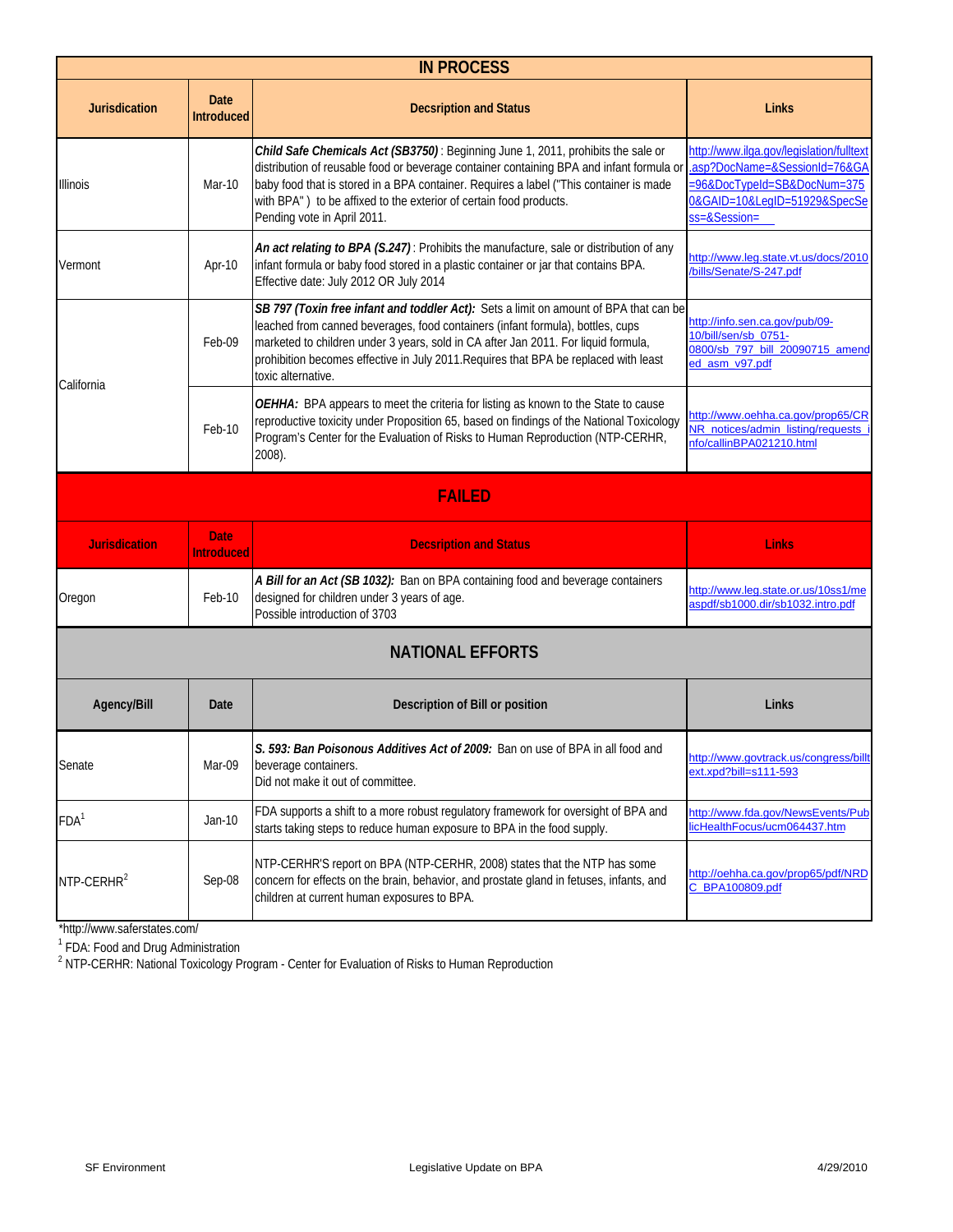## IN PROCESS

| Jurisdication | Date Introduced | Decsription and Status | Links |
|---|---|---|---|
| Illinois | Mar-10 | ***Child Safe Chemicals Act (SB3750)*** : Beginning June 1, 2011, prohibits the sale or distribution of reusable food or beverage container containing BPA and infant formula or baby food that is stored in a BPA container. Requires a label ("This container is made with BPA" ) to be affixed to the exterior of certain food products.<br>Pending vote in April 2011. | http://www.ilga.gov/legislation/fulltext.asp?DocName=&SessionId=76&GA=96&DocTypeId=SB&DocNum=3750&GAID=10&LegID=51929&SpecSess=&Session= |
| Vermont | Apr-10 | ***An act relating to BPA (S.247)*** : Prohibits the manufacture, sale or distribution of any infant formula or baby food stored in a plastic container or jar that contains BPA.<br>Effective date: July 2012 OR July 2014 | http://www.leg.state.vt.us/docs/2010/bills/Senate/S-247.pdf |
| California | Feb-09 | ***SB 797 (Toxin free infant and toddler Act):*** Sets a limit on amount of BPA that can be leached from canned beverages, food containers (infant formula), bottles, cups marketed to children under 3 years, sold in CA after Jan 2011. For liquid formula, prohibition becomes effective in July 2011.Requires that BPA be replaced with least toxic alternative. | http://info.sen.ca.gov/pub/09-10/bill/sen/sb_0751-0800/sb_797_bill_20090715_amended_asm_v97.pdf |
| | Feb-10 | ***OEHHA:*** BPA appears to meet the criteria for listing as known to the State to cause reproductive toxicity under Proposition 65, based on findings of the National Toxicology Program's Center for the Evaluation of Risks to Human Reproduction (NTP-CERHR, 2008). | http://www.oehha.ca.gov/prop65/CRNR_notices/admin_listing/requests_info/callinBPA021210.html |

## FAILED

| Jurisdication | Date Introduced | Decsription and Status | Links |
|---|---|---|---|
| Oregon | Feb-10 | ***A Bill for an Act (SB 1032):*** Ban on BPA containing food and beverage containers designed for children under 3 years of age.<br>Possible introduction of 3703 | http://www.leg.state.or.us/10ss1/measpdf/sb1000.dir/sb1032.intro.pdf |

## NATIONAL EFFORTS

| Agency/Bill | Date | Description of Bill or position | Links |
|---|---|---|---|
| Senate | Mar-09 | ***S. 593: Ban Poisonous Additives Act of 2009:*** Ban on use of BPA in all food and beverage containers.<br>Did not make it out of committee. | http://www.govtrack.us/congress/billtext.xpd?bill=s111-593 |
| FDA[1] | Jan-10 | FDA supports a shift to a more robust regulatory framework for oversight of BPA and starts taking steps to reduce human exposure to BPA in the food supply. | http://www.fda.gov/NewsEvents/PublicHealthFocus/ucm064437.htm |
| NTP-CERHR[2] | Sep-08 | NTP-CERHR'S report on BPA (NTP-CERHR, 2008) states that the NTP has some concern for effects on the brain, behavior, and prostate gland in fetuses, infants, and children at current human exposures to BPA. | http://oehha.ca.gov/prop65/pdf/NRDC_BPA100809.pdf |

*http://www.saferstates.com/

[1] FDA: Food and Drug Administration

[2] NTP-CERHR: National Toxicology Program - Center for Evaluation of Risks to Human Reproduction